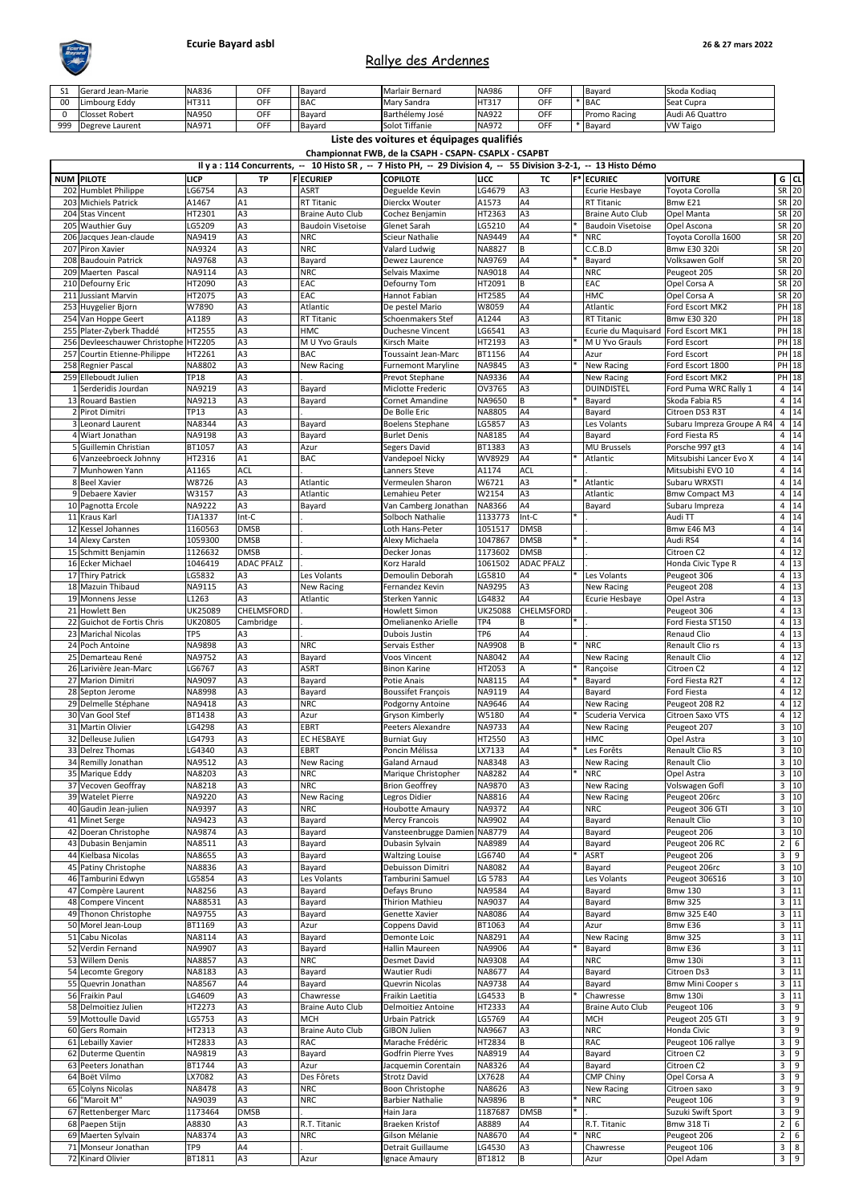**Ecurie Bayard asbl**

26 & 27 mars 2022

# Rallye des Ardennes

| | | | | | | | | | | |
|---|---|---|---|---|---|---|---|---|---|---|
| S1 | Gerard Jean-Marie | NA836 | OFF | Bayard | Marlair Bernard | NA986 | OFF | | Bayard | Skoda Kodiaq |
| 00 | Limbourg Eddy | HT311 | OFF | BAC | Mary Sandra | HT317 | OFF | * | BAC | Seat Cupra |
| 0 | Closset Robert | NA950 | OFF | Bayard | Barthélemy José | NA922 | OFF | | Promo Racing | Audi A6 Quattro |
| 999 | Degreve Laurent | NA971 | OFF | Bayard | Solot Tiffanie | NA972 | OFF | * | Bayard | VW Taigo |

## Liste des voitures et équipages qualifiés

### Championnat FWB, de la CSAPH - CSAPN- CSAPLX - CSAPBT

Il y a : 114 Concurrents, -- 10 Histo SR , -- 7 Histo PH, -- 29 Division 4, -- 55 Division 3-2-1, -- 13 Histo Démo

| NUM | PILOTE | LICP | TP | F | ECURIEP | COPILOTE | LICC | TC | F* | ECURIEC | VOITURE | G | CL |
|---|---|---|---|---|---|---|---|---|---|---|---|---|---|
| 202 | Humblet Philippe | LG6754 | A3 | | ASRT | Deguelde Kevin | LG4679 | A3 | | Ecurie Hesbaye | Toyota Corolla | SR | 20 |
| 203 | Michiels Patrick | A1467 | A1 | | RT Titanic | Dierckx Wouter | A1573 | A4 | | RT Titanic | Bmw E21 | SR | 20 |
| 204 | Stas Vincent | HT2301 | A3 | | Braine Auto Club | Cochez Benjamin | HT2363 | A3 | | Braine Auto Club | Opel Manta | SR | 20 |
| 205 | Wauthier Guy | LG5209 | A3 | | Baudoin Visetoise | Glenet Sarah | LG5210 | A4 | * | Baudoin Visetoise | Opel Ascona | SR | 20 |
| 206 | Jacques Jean-claude | NA9419 | A3 | | NRC | Scieur Nathalie | NA9449 | A4 | * | NRC | Toyota Corolla 1600 | SR | 20 |
| 207 | Piron Xavier | NA9324 | A3 | | NRC | Valard Ludwig | NA8827 | B | | C.C.B.D | Bmw E30 320i | SR | 20 |
| 208 | Baudouin Patrick | NA9768 | A3 | | Bayard | Dewez Laurence | NA9769 | A4 | * | Bayard | Volksawen Golf | SR | 20 |
| 209 | Maerten Pascal | NA9114 | A3 | | NRC | Selvais Maxime | NA9018 | A4 | | NRC | Peugeot 205 | SR | 20 |
| 210 | Defourny Eric | HT2090 | A3 | | EAC | Defourny Tom | HT2091 | B | | EAC | Opel Corsa A | SR | 20 |
| 211 | Jussiant Marvin | HT2075 | A3 | | EAC | Hannot Fabian | HT2585 | A4 | | HMC | Opel Corsa A | SR | 20 |
| 253 | Huygelier Bjorn | W7890 | A3 | | Atlantic | De pestel Mario | W8059 | A4 | | Atlantic | Ford Escort MK2 | PH | 18 |
| 254 | Van Hoppe Geert | A1189 | A3 | | RT Titanic | Schoenmakers Stef | A1244 | A3 | | RT Titanic | Bmw E30 320 | PH | 18 |
| 255 | Plater-Zyberk Thaddé | HT2555 | A3 | | HMC | Duchesne Vincent | LG6541 | A3 | | Ecurie du Maquisard | Ford Escort MK1 | PH | 18 |
| 256 | Devleeschauwer Christophe | HT2205 | A3 | | M U Yvo Grauls | Kirsch Maite | HT2193 | A3 | * | M U Yvo Grauls | Ford Escort | PH | 18 |
| 257 | Courtin Etienne-Philippe | HT2261 | A3 | | BAC | Toussaint Jean-Marc | BT1156 | A4 | | Azur | Ford Escort | PH | 18 |
| 258 | Regnier Pascal | NA8802 | A3 | | New Racing | Furnemont Maryline | NA9845 | A3 | * | New Racing | Ford Escort 1800 | PH | 18 |
| 259 | Elleboudt Julien | TP18 | A3 | | . | Prevot Stephane | NA9336 | A4 | | New Racing | Ford Escort MK2 | PH | 18 |
| 1 | Serderidis Jourdan | NA9219 | A3 | | Bayard | Miclotte Frederic | OV3765 | A3 | | DUINDISTEL | Ford Puma WRC Rally 1 | 4 | 14 |
| 13 | Rouard Bastien | NA9213 | A3 | | Bayard | Cornet Amandine | NA9650 | B | * | Bayard | Skoda Fabia R5 | 4 | 14 |
| 2 | Pirot Dimitri | TP13 | A3 | | . | De Bolle Eric | NA8805 | A4 | | Bayard | Citroen DS3 R3T | 4 | 14 |
| 3 | Leonard Laurent | NA8344 | A3 | | Bayard | Boelens Stephane | LG5857 | A3 | | Les Volants | Subaru Impreza Groupe A R4 | 4 | 14 |
| 4 | Wiart Jonathan | NA9198 | A3 | | Bayard | Burlet Denis | NA8185 | A4 | | Bayard | Ford Fiesta R5 | 4 | 14 |
| 5 | Guillemin Christian | BT1057 | A3 | | Azur | Segers David | BT1383 | A3 | | MU Brussels | Porsche 997 gt3 | 4 | 14 |
| 6 | Vanzeebroeck Johnny | HT2316 | A1 | | BAC | Vandepoel Nicky | WV8929 | A4 | * | Atlantic | Mitsubishi Lancer Evo X | 4 | 14 |
| 7 | Munhowen Yann | A1165 | ACL | | | Lanners Steve | A1174 | ACL | | . | Mitsubishi EVO 10 | 4 | 14 |
| 8 | Beel Xavier | W8726 | A3 | | Atlantic | Vermeulen Sharon | W6721 | A3 | * | Atlantic | Subaru WRXSTI | 4 | 14 |
| 9 | Debaere Xavier | W3157 | A3 | | Atlantic | Lemahieu Peter | W2154 | A3 | | Atlantic | Bmw Compact M3 | 4 | 14 |
| 10 | Pagnotta Ercole | NA9222 | A3 | | Bayard | Van Camberg Jonathan | NA8366 | A4 | | Bayard | Subaru Impreza | 4 | 14 |
| 11 | Kraus Karl | TJA1337 | Int-C | | . | Solboch Nathalie | 1133773 | Int-C | * | . | Audi TT | 4 | 14 |
| 12 | Kessel Johannes | 1160563 | DMSB | | . | Loth Hans-Peter | 1051517 | DMSB | | . | Bmw E46 M3 | 4 | 14 |
| 14 | Alexy Carsten | 1059300 | DMSB | | . | Alexy Michaela | 1047867 | DMSB | * | . | Audi RS4 | 4 | 14 |
| 15 | Schmitt Benjamin | 1126632 | DMSB | | . | Decker Jonas | 1173602 | DMSB | | . | Citroen C2 | 4 | 12 |
| 16 | Ecker Michael | 1046419 | ADAC PFALZ | | . | Korz Harald | 1061502 | ADAC PFALZ | | . | Honda Civic Type R | 4 | 13 |
| 17 | Thiry Patrick | LG5832 | A3 | | Les Volants | Demoulin Deborah | LG5810 | A4 | * | Les Volants | Peugeot 306 | 4 | 13 |
| 18 | Mazuin Thibaud | NA9115 | A3 | | New Racing | Fernandez Kevin | NA9295 | A3 | | New Racing | Peugeot 208 | 4 | 13 |
| 19 | Monnens Jesse | L1263 | A3 | | Atlantic | Sterken Yannic | LG4832 | A4 | | Ecurie Hesbaye | Opel Astra | 4 | 13 |
| 21 | Howlett Ben | UK25089 | CHELMSFORD | | . | Howlett Simon | UK25088 | CHELMSFORD | | . | Peugeot 306 | 4 | 13 |
| 22 | Guichot de Fortis Chris | UK20805 | Cambridge | | . | Omelianenko Arielle | TP4 | B | * | . | Ford Fiesta ST150 | 4 | 13 |
| 23 | Marichal Nicolas | TP5 | A3 | | . | Dubois Justin | TP6 | A4 | | . | Renaud Clio | 4 | 13 |
| 24 | Poch Antoine | NA9898 | A3 | | NRC | Servais Esther | NA9908 | B | * | NRC | Renault Clio rs | 4 | 13 |
| 25 | Demarteau René | NA9752 | A3 | | Bayard | Voos Vincent | NA8042 | A4 | | New Racing | Renault Clio | 4 | 12 |
| 26 | Larivière Jean-Marc | LG6767 | A3 | | ASRT | Binon Karine | HT2053 | A | * | Rançoise | Citroen C2 | 4 | 12 |
| 27 | Marion Dimitri | NA9097 | A3 | | Bayard | Potie Anais | NA8115 | A4 | * | Bayard | Ford Fiesta R2T | 4 | 12 |
| 28 | Septon Jerome | NA8998 | A3 | | Bayard | Boussifet François | NA9119 | A4 | | Bayard | Ford Fiesta | 4 | 12 |
| 29 | Delmelle Stéphane | NA9418 | A3 | | NRC | Podgorny Antoine | NA9646 | A4 | | New Racing | Peugeot 208 R2 | 4 | 12 |
| 30 | Van Gool Stef | BT1438 | A3 | | Azur | Gryson Kimberly | W5180 | A4 | * | Scuderia Vervica | Citroen Saxo VTS | 4 | 12 |
| 31 | Martin Olivier | LG4298 | A3 | | EBRT | Peeters Alexandre | NA9733 | A4 | | New Racing | Peugeot 207 | 3 | 10 |
| 32 | Delleuse Julien | LG4793 | A3 | | EC HESBAYE | Burniat Guy | HT2550 | A3 | | HMC | Opel Astra | 3 | 10 |
| 33 | Delrez Thomas | LG4340 | A3 | | EBRT | Poncin Mélissa | LX7133 | A4 | * | Les Forêts | Renault Clio RS | 3 | 10 |
| 34 | Remilly Jonathan | NA9512 | A3 | | New Racing | Galand Arnaud | NA8348 | A3 | | New Racing | Renault Clio | 3 | 10 |
| 35 | Marique Eddy | NA8203 | A3 | | NRC | Marique Christopher | NA8282 | A4 | * | NRC | Opel Astra | 3 | 10 |
| 37 | Vecoven Geoffray | NA8218 | A3 | | NRC | Brion Geoffrey | NA9870 | A3 | | New Racing | Volswagen Gofl | 3 | 10 |
| 39 | Watelet Pierre | NA9220 | A3 | | New Racing | Legros Didier | NA8816 | A4 | | New Racing | Peugeot 206rc | 3 | 10 |
| 40 | Gaudin Jean-julien | NA9397 | A3 | | NRC | Houbotte Amaury | NA9372 | A4 | | NRC | Peugeot 306 GTI | 3 | 10 |
| 41 | Minet Serge | NA9423 | A3 | | Bayard | Mercy Francois | NA9902 | A4 | | Bayard | Renault Clio | 3 | 10 |
| 42 | Doeran Christophe | NA9874 | A3 | | Bayard | Vansteenbrugge Damien | NA8779 | A4 | | Bayard | Peugeot 206 | 3 | 10 |
| 43 | Dubasin Benjamin | NA8511 | A3 | | Bayard | Dubasin Sylvain | NA8989 | A4 | | Bayard | Peugeot 206 RC | 2 | 6 |
| 44 | Kielbasa Nicolas | NA8655 | A3 | | Bayard | Waltzing Louise | LG6740 | A4 | * | ASRT | Peugeot 206 | 3 | 9 |
| 45 | Patiny Christophe | NA8836 | A3 | | Bayard | Debuisson Dimitri | NA8082 | A4 | | Bayard | Peugeot 206rc | 3 | 10 |
| 46 | Tamburini Edwyn | LG5854 | A3 | | Les Volants | Tamburini Samuel | LG 5783 | A4 | | Les Volants | Peugeot 306S16 | 3 | 10 |
| 47 | Compère Laurent | NA8256 | A3 | | Bayard | Defays Bruno | NA9584 | A4 | | Bayard | Bmw 130 | 3 | 11 |
| 48 | Compere Vincent | NA88531 | A3 | | Bayard | Thirion Mathieu | NA9037 | A4 | | Bayard | Bmw 325 | 3 | 11 |
| 49 | Thonon Christophe | NA9755 | A3 | | Bayard | Genette Xavier | NA8086 | A4 | | Bayard | Bmw 325 E40 | 3 | 11 |
| 50 | Morel Jean-Loup | BT1169 | A3 | | Azur | Coppens David | BT1063 | A4 | | Azur | Bmw E36 | 3 | 11 |
| 51 | Cabu Nicolas | NA8114 | A3 | | Bayard | Demonte Loic | NA8291 | A4 | | New Racing | Bmw 325 | 3 | 11 |
| 52 | Verdin Fernand | NA9907 | A3 | | Bayard | Hallin Maureen | NA9906 | A4 | * | Bayard | Bmw E36 | 3 | 11 |
| 53 | Willem Denis | NA8857 | A3 | | NRC | Desmet David | NA9308 | A4 | | NRC | Bmw 130i | 3 | 11 |
| 54 | Lecomte Gregory | NA8183 | A3 | | Bayard | Wautier Rudi | NA8677 | A4 | | Bayard | Citroen Ds3 | 3 | 11 |
| 55 | Quevrin Jonathan | NA8567 | A4 | | Bayard | Quevrin Nicolas | NA9738 | A4 | | Bayard | Bmw Mini Cooper s | 3 | 11 |
| 56 | Fraikin Paul | LG4609 | A3 | | Chawresse | Fraikin Laetitia | LG4533 | B | * | Chawresse | Bmw 130i | 3 | 11 |
| 58 | Delmoitiez Julien | HT2273 | A3 | | Braine Auto Club | Delmoitiez Antoine | HT2333 | A4 | | Braine Auto Club | Peugeot 106 | 3 | 9 |
| 59 | Mottoulle David | LG5753 | A3 | | MCH | Urbain Patrick | LG5769 | A4 | | MCH | Peugeot 205 GTI | 3 | 9 |
| 60 | Gers Romain | HT2313 | A3 | | Braine Auto Club | GIBON Julien | NA9667 | A3 | | NRC | Honda Civic | 3 | 9 |
| 61 | Lebailly Xavier | HT2833 | A3 | | RAC | Marache Frédéric | HT2834 | B | | RAC | Peugeot 106 rallye | 3 | 9 |
| 62 | Duterme Quentin | NA9819 | A3 | | Bayard | Godfrin Pierre Yves | NA8919 | A4 | | Bayard | Citroen C2 | 3 | 9 |
| 63 | Peeters Jonathan | BT1744 | A3 | | Azur | Jacquemin Corentain | NA8326 | A4 | | Bayard | Citroen C2 | 3 | 9 |
| 64 | Boët Vilmo | LX7082 | A3 | | Des Fôrets | Strotz David | LX7628 | A4 | | CMP Chiny | Opel Corsa A | 3 | 9 |
| 65 | Colyns Nicolas | NA8478 | A3 | | NRC | Boon Christophe | NA8626 | A3 | | New Racing | Citroen saxo | 3 | 9 |
| 66 | "Maroit M" | NA9039 | A3 | | NRC | Barbier Nathalie | NA9896 | B | * | NRC | Peugeot 106 | 3 | 9 |
| 67 | Rettenberger Marc | 1173464 | DMSB | | . | Hain Jara | 1187687 | DMSB | * | . | Suzuki Swift Sport | 3 | 9 |
| 68 | Paepen Stijn | A8830 | A3 | | R.T. Titanic | Braeken Kristof | A8889 | A4 | | R.T. Titanic | Bmw 318 Ti | 2 | 6 |
| 69 | Maerten Sylvain | NA8374 | A3 | | NRC | Gilson Mélanie | NA8670 | A4 | * | NRC | Peugeot 206 | 2 | 6 |
| 71 | Monseur Jonathan | TP9 | A4 | | . | Detrait Guillaume | LG4530 | A3 | | Chawresse | Peugeot 106 | 3 | 8 |
| 72 | Kinard Olivier | BT1811 | A3 | | Azur | Ignace Amaury | BT1812 | B | | Azur | Opel Adam | 3 | 9 |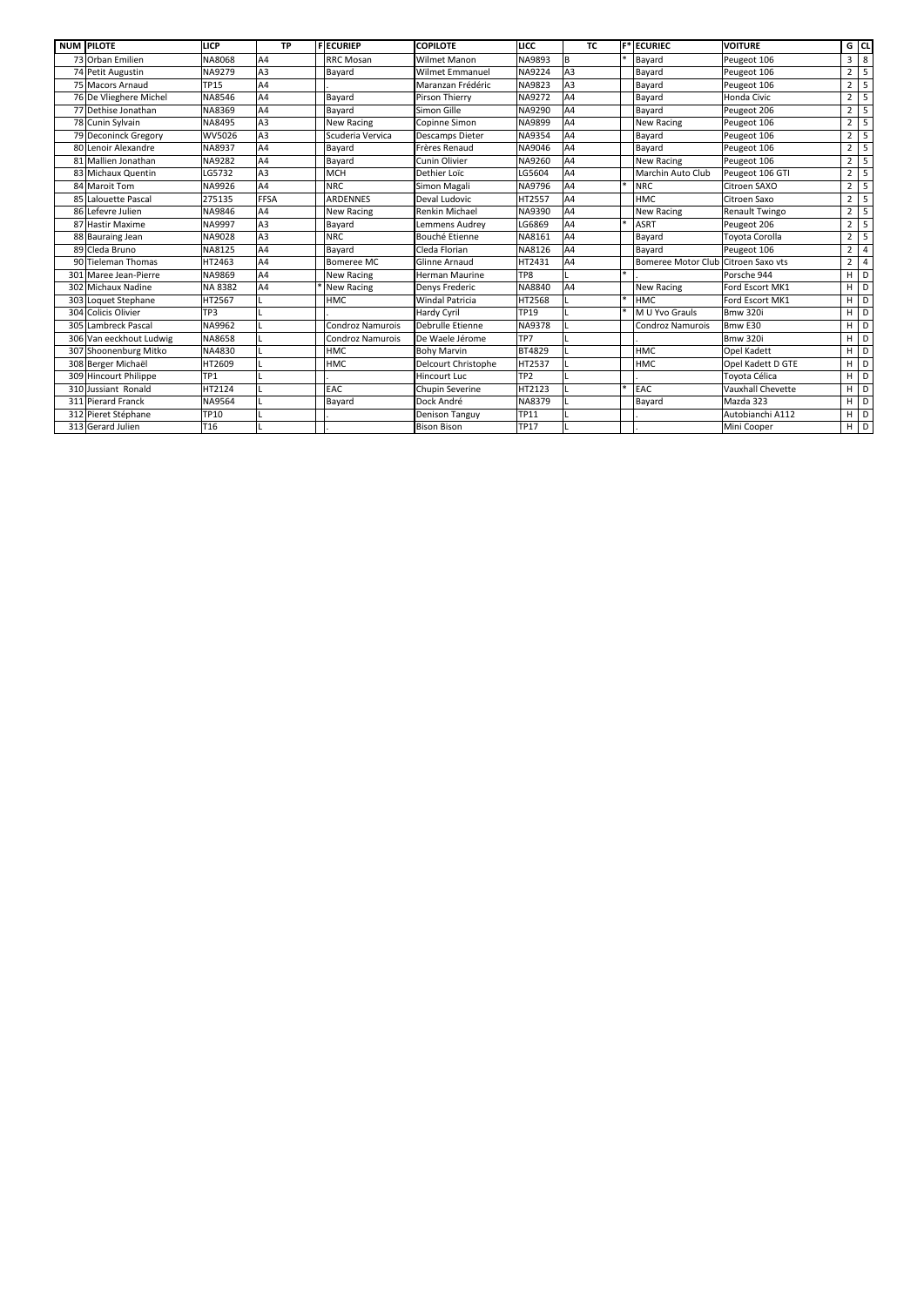| NUM | PILOTE | LICP | TP | F | ECURIEP | COPILOTE | LICC | TC | F* | ECURIEC | VOITURE | G | CL |
|---|---|---|---|---|---|---|---|---|---|---|---|---|---|
| 73 | Orban Emilien | NA8068 | A4 | | RRC Mosan | Wilmet Manon | NA9893 | B | * | Bayard | Peugeot 106 | 3 | 8 |
| 74 | Petit Augustin | NA9279 | A3 | | Bayard | Wilmet Emmanuel | NA9224 | A3 | | Bayard | Peugeot 106 | 2 | 5 |
| 75 | Macors Arnaud | TP15 | A4 | | . | Maranzan Frédéric | NA9823 | A3 | | Bayard | Peugeot 106 | 2 | 5 |
| 76 | De Vlieghere Michel | NA8546 | A4 | | Bayard | Pirson Thierry | NA9272 | A4 | | Bayard | Honda Civic | 2 | 5 |
| 77 | Dethise Jonathan | NA8369 | A4 | | Bayard | Simon Gille | NA9290 | A4 | | Bayard | Peugeot 206 | 2 | 5 |
| 78 | Cunin Sylvain | NA8495 | A3 | | New Racing | Copinne Simon | NA9899 | A4 | | New Racing | Peugeot 106 | 2 | 5 |
| 79 | Deconinck Gregory | WV5026 | A3 | | Scuderia Vervica | Descamps Dieter | NA9354 | A4 | | Bayard | Peugeot 106 | 2 | 5 |
| 80 | Lenoir Alexandre | NA8937 | A4 | | Bayard | Frères Renaud | NA9046 | A4 | | Bayard | Peugeot 106 | 2 | 5 |
| 81 | Mallien Jonathan | NA9282 | A4 | | Bayard | Cunin Olivier | NA9260 | A4 | | New Racing | Peugeot 106 | 2 | 5 |
| 83 | Michaux Quentin | LG5732 | A3 | | MCH | Dethier Loïc | LG5604 | A4 | | Marchin Auto Club | Peugeot 106 GTI | 2 | 5 |
| 84 | Maroit Tom | NA9926 | A4 | | NRC | Simon Magali | NA9796 | A4 | * | NRC | Citroen SAXO | 2 | 5 |
| 85 | Lalouette Pascal | 275135 | FFSA | | ARDENNES | Deval Ludovic | HT2557 | A4 | | HMC | Citroen Saxo | 2 | 5 |
| 86 | Lefevre Julien | NA9846 | A4 | | New Racing | Renkin Michael | NA9390 | A4 | | New Racing | Renault Twingo | 2 | 5 |
| 87 | Hastir Maxime | NA9997 | A3 | | Bayard | Lemmens Audrey | LG6869 | A4 | * | ASRT | Peugeot 206 | 2 | 5 |
| 88 | Bauraing Jean | NA9028 | A3 | | NRC | Bouché Etienne | NA8161 | A4 | | Bayard | Toyota Corolla | 2 | 5 |
| 89 | Cleda Bruno | NA8125 | A4 | | Bayard | Cleda Florian | NA8126 | A4 | | Bayard | Peugeot 106 | 2 | 4 |
| 90 | Tieleman Thomas | HT2463 | A4 | | Bomeree MC | Glinne Arnaud | HT2431 | A4 | | Bomeree Motor Club | Citroen Saxo vts | 2 | 4 |
| 301 | Maree Jean-Pierre | NA9869 | A4 | | New Racing | Herman Maurine | TP8 | L | * | . | Porsche 944 | H | D |
| 302 | Michaux Nadine | NA 8382 | A4 | * | New Racing | Denys Frederic | NA8840 | A4 | | New Racing | Ford Escort MK1 | H | D |
| 303 | Loquet Stephane | HT2567 | L | | HMC | Windal Patricia | HT2568 | L | * | HMC | Ford Escort MK1 | H | D |
| 304 | Colicis Olivier | TP3 | L | | . | Hardy Cyril | TP19 | L | * | M U Yvo Grauls | Bmw 320i | H | D |
| 305 | Lambreck Pascal | NA9962 | L | | Condroz Namurois | Debrulle Etienne | NA9378 | L | | Condroz Namurois | Bmw E30 | H | D |
| 306 | Van eeckhout Ludwig | NA8658 | L | | Condroz Namurois | De Waele Jérome | TP7 | L | | . | Bmw 320i | H | D |
| 307 | Shoonenburg Mitko | NA4830 | L | | HMC | Bohy Marvin | BT4829 | L | | HMC | Opel Kadett | H | D |
| 308 | Berger Michaël | HT2609 | L | | HMC | Delcourt Christophe | HT2537 | L | | HMC | Opel Kadett D GTE | H | D |
| 309 | Hincourt Philippe | TP1 | L | | . | Hincourt Luc | TP2 | L | | . | Toyota Célica | H | D |
| 310 | Jussiant Ronald | HT2124 | L | | EAC | Chupin Severine | HT2123 | L | * | EAC | Vauxhall Chevette | H | D |
| 311 | Pierard Franck | NA9564 | L | | Bayard | Dock André | NA8379 | L | | Bayard | Mazda 323 | H | D |
| 312 | Pieret Stéphane | TP10 | L | | . | Denison Tanguy | TP11 | L | | . | Autobianchi A112 | H | D |
| 313 | Gerard Julien | T16 | L | | . | Bison Bison | TP17 | L | | . | Mini Cooper | H | D |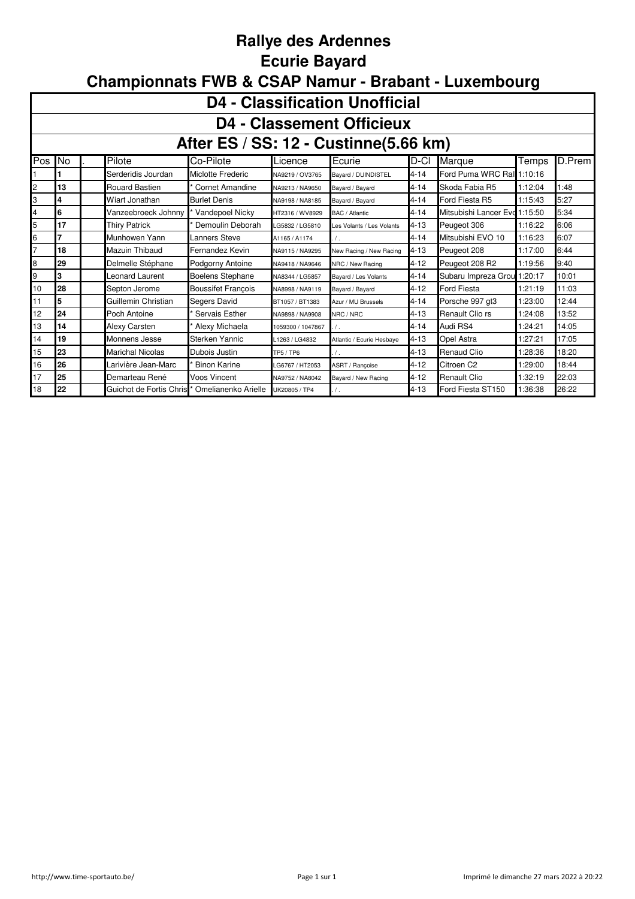# Rallye des Ardennes

# Ecurie Bayard

# Championnats FWB & CSAP Namur - Brabant - Luxembourg

## D4 - Classification Unofficial

## D4 - Classement Officieux

## After ES / SS: 12 - Custinne(5.66 km)

| Pos | No | . | Pilote | Co-Pilote | Licence | Ecurie | D-Cl | Marque | Temps | D.Prem |
|---|---|---|---|---|---|---|---|---|---|---|
| 1 | 1 | | Serderidis Jourdan | Miclotte Frederic | NA9219 / OV3765 | Bayard / DUINDISTEL | 4-14 | Ford Puma WRC Rall | 1:10:16 | |
| 2 | 13 | | Rouard Bastien | * Cornet Amandine | NA9213 / NA9650 | Bayard / Bayard | 4-14 | Skoda Fabia R5 | 1:12:04 | 1:48 |
| 3 | 4 | | Wiart Jonathan | Burlet Denis | NA9198 / NA8185 | Bayard / Bayard | 4-14 | Ford Fiesta R5 | 1:15:43 | 5:27 |
| 4 | 6 | | Vanzeebroeck Johnny | * Vandepoel Nicky | HT2316 / WV8929 | BAC / Atlantic | 4-14 | Mitsubishi Lancer Evo | 1:15:50 | 5:34 |
| 5 | 17 | | Thiry Patrick | * Demoulin Deborah | LG5832 / LG5810 | Les Volants / Les Volants | 4-13 | Peugeot 306 | 1:16:22 | 6:06 |
| 6 | 7 | | Munhowen Yann | Lanners Steve | A1165 / A1174 | . / . | 4-14 | Mitsubishi EVO 10 | 1:16:23 | 6:07 |
| 7 | 18 | | Mazuin Thibaud | Fernandez Kevin | NA9115 / NA9295 | New Racing / New Racing | 4-13 | Peugeot 208 | 1:17:00 | 6:44 |
| 8 | 29 | | Delmelle Stéphane | Podgorny Antoine | NA9418 / NA9646 | NRC / New Racing | 4-12 | Peugeot 208 R2 | 1:19:56 | 9:40 |
| 9 | 3 | | Leonard Laurent | Boelens Stephane | NA8344 / LG5857 | Bayard / Les Volants | 4-14 | Subaru Impreza Grou | 1:20:17 | 10:01 |
| 10 | 28 | | Septon Jerome | Boussifet François | NA8998 / NA9119 | Bayard / Bayard | 4-12 | Ford Fiesta | 1:21:19 | 11:03 |
| 11 | 5 | | Guillemin Christian | Segers David | BT1057 / BT1383 | Azur / MU Brussels | 4-14 | Porsche 997 gt3 | 1:23:00 | 12:44 |
| 12 | 24 | | Poch Antoine | * Servais Esther | NA9898 / NA9908 | NRC / NRC | 4-13 | Renault Clio rs | 1:24:08 | 13:52 |
| 13 | 14 | | Alexy Carsten | * Alexy Michaela | 1059300 / 1047867 | . / . | 4-14 | Audi RS4 | 1:24:21 | 14:05 |
| 14 | 19 | | Monnens Jesse | Sterken Yannic | L1263 / LG4832 | Atlantic / Ecurie Hesbaye | 4-13 | Opel Astra | 1:27:21 | 17:05 |
| 15 | 23 | | Marichal Nicolas | Dubois Justin | TP5 / TP6 | . / . | 4-13 | Renaud Clio | 1:28:36 | 18:20 |
| 16 | 26 | | Larivière Jean-Marc | * Binon Karine | LG6767 / HT2053 | ASRT / Rançoise | 4-12 | Citroen C2 | 1:29:00 | 18:44 |
| 17 | 25 | | Demarteau René | Voos Vincent | NA9752 / NA8042 | Bayard / New Racing | 4-12 | Renault Clio | 1:32:19 | 22:03 |
| 18 | 22 | | Guichot de Fortis Chris | * Omelianenko Arielle | UK20805 / TP4 | . / . | 4-13 | Ford Fiesta ST150 | 1:36:38 | 26:22 |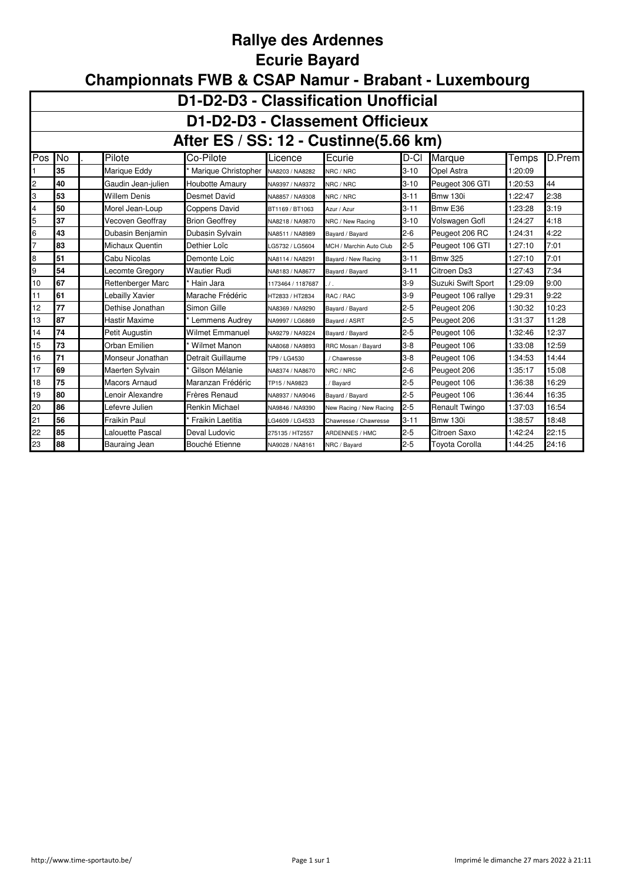# Rallye des Ardennes

# Ecurie Bayard

# Championnats FWB & CSAP Namur - Brabant - Luxembourg

## D1-D2-D3 - Classification Unofficial

## D1-D2-D3 - Classement Officieux

## After ES / SS: 12 - Custinne(5.66 km)

| Pos | No | . | Pilote | Co-Pilote | Licence | Ecurie | D-Cl | Marque | Temps | D.Prem |
|---|---|---|---|---|---|---|---|---|---|---|
| 1 | **35** | | Marique Eddy | * Marique Christopher | NA8203 / NA8282 | NRC / NRC | 3-10 | Opel Astra | 1:20:09 | |
| 2 | **40** | | Gaudin Jean-julien | Houbotte Amaury | NA9397 / NA9372 | NRC / NRC | 3-10 | Peugeot 306 GTI | 1:20:53 | 44 |
| 3 | **53** | | Willem Denis | Desmet David | NA8857 / NA9308 | NRC / NRC | 3-11 | Bmw 130i | 1:22:47 | 2:38 |
| 4 | **50** | | Morel Jean-Loup | Coppens David | BT1169 / BT1063 | Azur / Azur | 3-11 | Bmw E36 | 1:23:28 | 3:19 |
| 5 | **37** | | Vecoven Geoffray | Brion Geoffrey | NA8218 / NA9870 | NRC / New Racing | 3-10 | Volswagen Gofl | 1:24:27 | 4:18 |
| 6 | **43** | | Dubasin Benjamin | Dubasin Sylvain | NA8511 / NA8989 | Bayard / Bayard | 2-6 | Peugeot 206 RC | 1:24:31 | 4:22 |
| 7 | **83** | | Michaux Quentin | Dethier Loïc | LG5732 / LG5604 | MCH / Marchin Auto Club | 2-5 | Peugeot 106 GTI | 1:27:10 | 7:01 |
| 8 | **51** | | Cabu Nicolas | Demonte Loic | NA8114 / NA8291 | Bayard / New Racing | 3-11 | Bmw 325 | 1:27:10 | 7:01 |
| 9 | **54** | | Lecomte Gregory | Wautier Rudi | NA8183 / NA8677 | Bayard / Bayard | 3-11 | Citroen Ds3 | 1:27:43 | 7:34 |
| 10 | **67** | | Rettenberger Marc | * Hain Jara | 1173464 / 1187687 | . / . | 3-9 | Suzuki Swift Sport | 1:29:09 | 9:00 |
| 11 | **61** | | Lebailly Xavier | Marache Frédéric | HT2833 / HT2834 | RAC / RAC | 3-9 | Peugeot 106 rallye | 1:29:31 | 9:22 |
| 12 | **77** | | Dethise Jonathan | Simon Gille | NA8369 / NA9290 | Bayard / Bayard | 2-5 | Peugeot 206 | 1:30:32 | 10:23 |
| 13 | **87** | | Hastir Maxime | * Lemmens Audrey | NA9997 / LG6869 | Bayard / ASRT | 2-5 | Peugeot 206 | 1:31:37 | 11:28 |
| 14 | **74** | | Petit Augustin | Wilmet Emmanuel | NA9279 / NA9224 | Bayard / Bayard | 2-5 | Peugeot 106 | 1:32:46 | 12:37 |
| 15 | **73** | | Orban Emilien | * Wilmet Manon | NA8068 / NA9893 | RRC Mosan / Bayard | 3-8 | Peugeot 106 | 1:33:08 | 12:59 |
| 16 | **71** | | Monseur Jonathan | Detrait Guillaume | TP9 / LG4530 | . / Chawresse | 3-8 | Peugeot 106 | 1:34:53 | 14:44 |
| 17 | **69** | | Maerten Sylvain | * Gilson Mélanie | NA8374 / NA8670 | NRC / NRC | 2-6 | Peugeot 206 | 1:35:17 | 15:08 |
| 18 | **75** | | Macors Arnaud | Maranzan Frédéric | TP15 / NA9823 | . / Bayard | 2-5 | Peugeot 106 | 1:36:38 | 16:29 |
| 19 | **80** | | Lenoir Alexandre | Frères Renaud | NA8937 / NA9046 | Bayard / Bayard | 2-5 | Peugeot 106 | 1:36:44 | 16:35 |
| 20 | **86** | | Lefevre Julien | Renkin Michael | NA9846 / NA9390 | New Racing / New Racing | 2-5 | Renault Twingo | 1:37:03 | 16:54 |
| 21 | **56** | | Fraikin Paul | * Fraikin Laetitia | LG4609 / LG4533 | Chawresse / Chawresse | 3-11 | Bmw 130i | 1:38:57 | 18:48 |
| 22 | **85** | | Lalouette Pascal | Deval Ludovic | 275135 / HT2557 | ARDENNES / HMC | 2-5 | Citroen Saxo | 1:42:24 | 22:15 |
| 23 | **88** | | Bauraing Jean | Bouché Etienne | NA9028 / NA8161 | NRC / Bayard | 2-5 | Toyota Corolla | 1:44:25 | 24:16 |

http://www.time-sportauto.be/ Imprimé le dimanche 27 mars 2022 à 21:11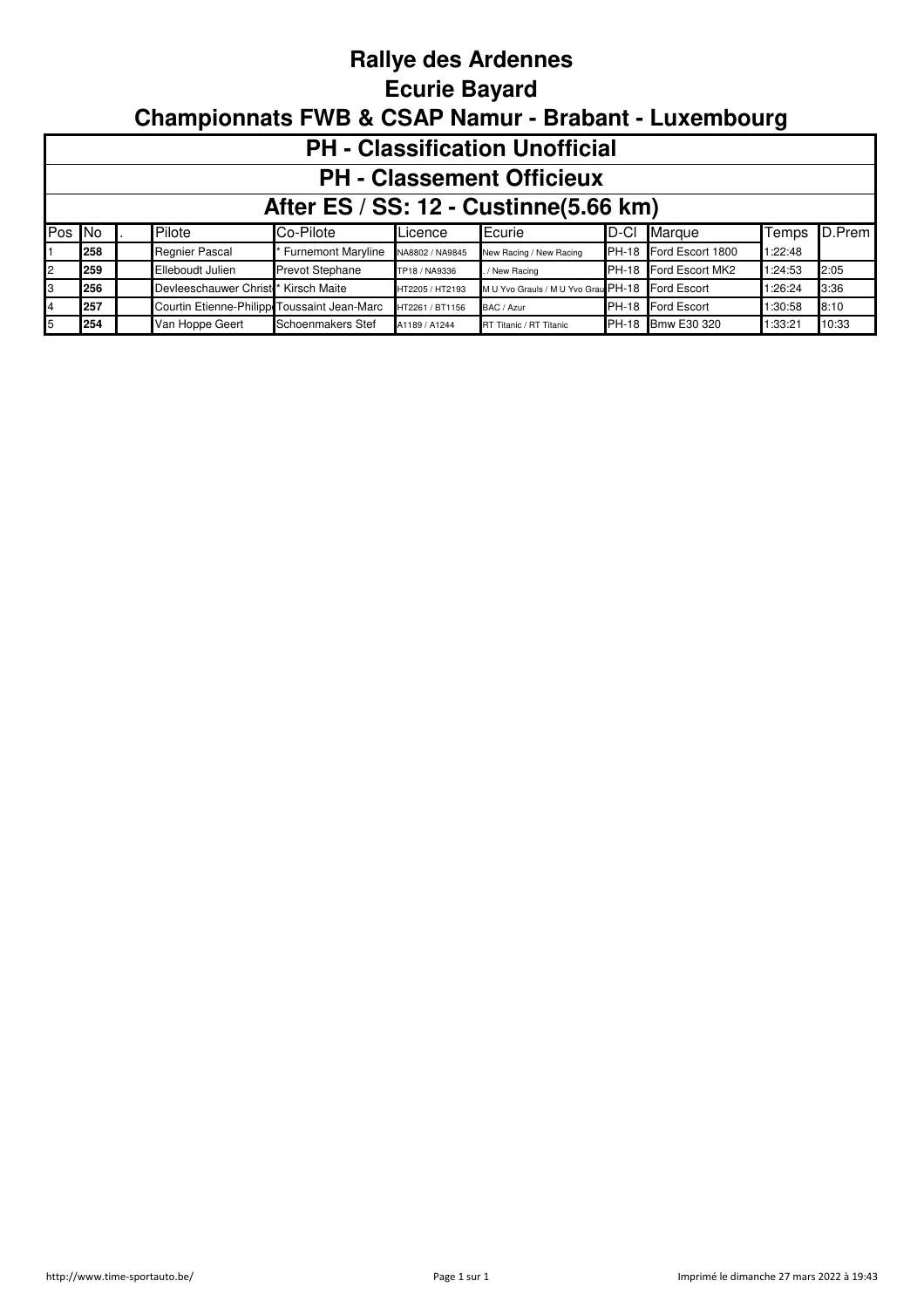# Rallye des Ardennes

## Ecurie Bayard

## Championnats FWB & CSAP Namur - Brabant - Luxembourg

### PH - Classification Unofficial

### PH - Classement Officieux

### After ES / SS: 12 - Custinne(5.66 km)

| Pos | No | . | Pilote | Co-Pilote | Licence | Ecurie | D-Cl | Marque | Temps | D.Prem |
|---|---|---|---|---|---|---|---|---|---|---|
| 1 | 258 | | Regnier Pascal | * Furnemont Maryline | NA8802 / NA9845 | New Racing / New Racing | PH-18 | Ford Escort 1800 | 1:22:48 | |
| 2 | 259 | | Elleboudt Julien | Prevot Stephane | TP18 / NA9336 | . / New Racing | PH-18 | Ford Escort MK2 | 1:24:53 | 2:05 |
| 3 | 256 | | Devleeschauwer Christ | * Kirsch Maite | HT2205 / HT2193 | M U Yvo Grauls / M U Yvo Grau | PH-18 | Ford Escort | 1:26:24 | 3:36 |
| 4 | 257 | | Courtin Etienne-Philipp | Toussaint Jean-Marc | HT2261 / BT1156 | BAC / Azur | PH-18 | Ford Escort | 1:30:58 | 8:10 |
| 5 | 254 | | Van Hoppe Geert | Schoenmakers Stef | A1189 / A1244 | RT Titanic / RT Titanic | PH-18 | Bmw E30 320 | 1:33:21 | 10:33 |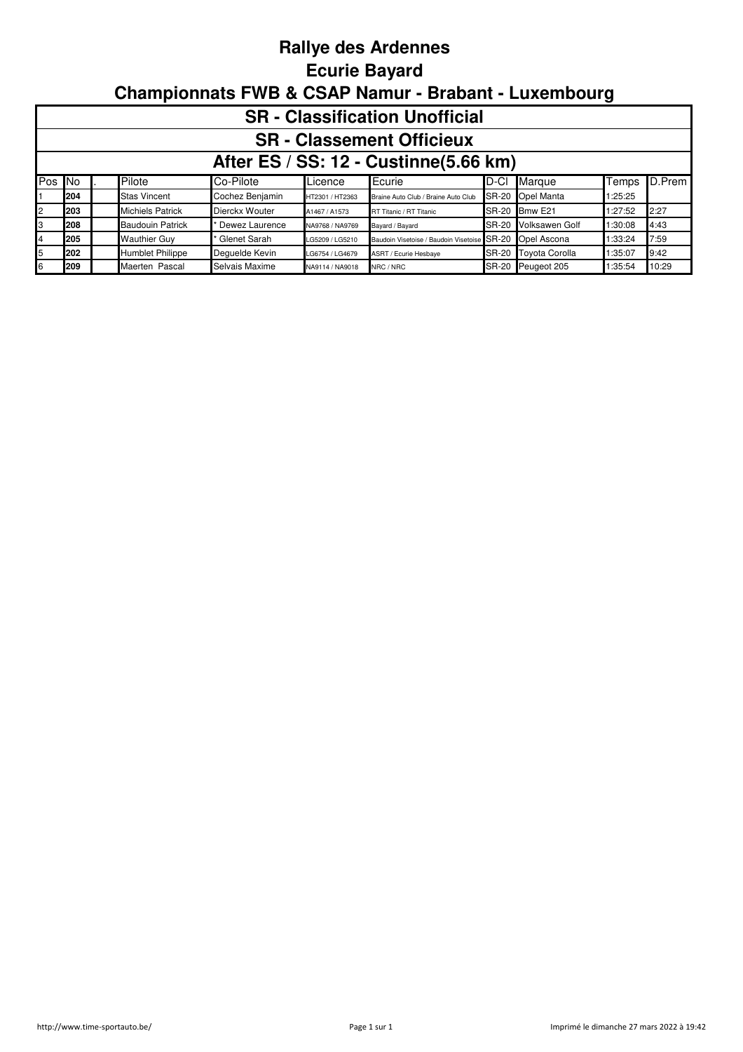# Rallye des Ardennes

## Ecurie Bayard

## Championnats FWB & CSAP Namur - Brabant - Luxembourg

### SR - Classification Unofficial

### SR - Classement Officieux

### After ES / SS: 12 - Custinne(5.66 km)

| Pos | No | . | Pilote | Co-Pilote | Licence | Ecurie | D-Cl | Marque | Temps | D.Prem |
|---|---|---|---|---|---|---|---|---|---|---|
| 1 | **204** | | Stas Vincent | Cochez Benjamin | HT2301 / HT2363 | Braine Auto Club / Braine Auto Club | SR-20 | Opel Manta | 1:25:25 | |
| 2 | **203** | | Michiels Patrick | Dierckx Wouter | A1467 / A1573 | RT Titanic / RT Titanic | SR-20 | Bmw E21 | 1:27:52 | 2:27 |
| 3 | **208** | | Baudouin Patrick | * Dewez Laurence | NA9768 / NA9769 | Bayard / Bayard | SR-20 | Volksawen Golf | 1:30:08 | 4:43 |
| 4 | **205** | | Wauthier Guy | * Glenet Sarah | LG5209 / LG5210 | Baudoin Visetoise / Baudoin Visetoise | SR-20 | Opel Ascona | 1:33:24 | 7:59 |
| 5 | **202** | | Humblet Philippe | Deguelde Kevin | LG6754 / LG4679 | ASRT / Ecurie Hesbaye | SR-20 | Toyota Corolla | 1:35:07 | 9:42 |
| 6 | **209** | | Maerten Pascal | Selvais Maxime | NA9114 / NA9018 | NRC / NRC | SR-20 | Peugeot 205 | 1:35:54 | 10:29 |

http://www.time-sportauto.be/ — Imprimé le dimanche 27 mars 2022 à 19:42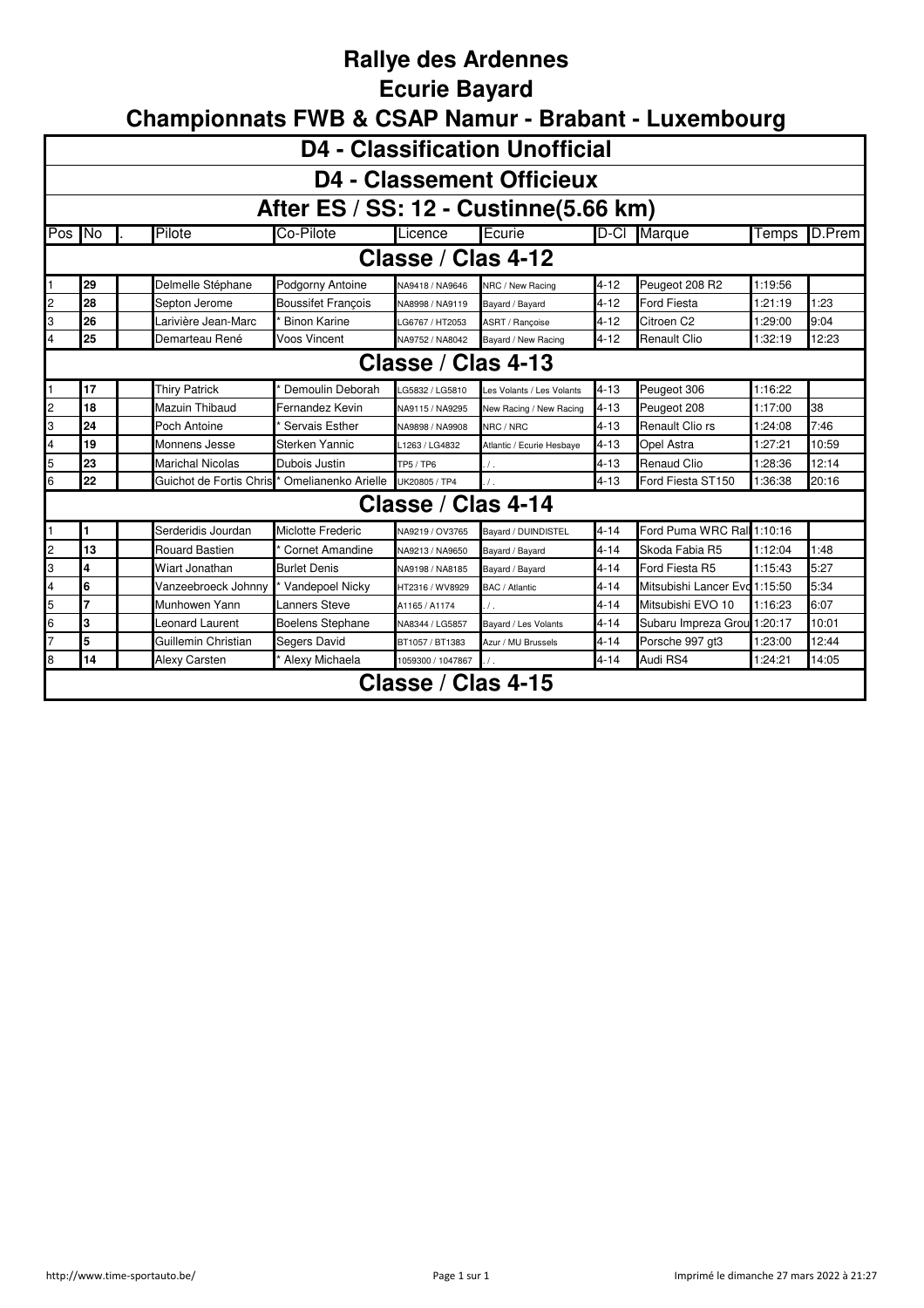# Rallye des Ardennes

## Ecurie Bayard

## Championnats FWB & CSAP Namur - Brabant - Luxembourg

### D4 - Classification Unofficial

### D4 - Classement Officieux

### After ES / SS: 12 - Custinne(5.66 km)

| Pos | No | . | Pilote | Co-Pilote | Licence | Ecurie | D-Cl | Marque | Temps | D.Prem |
|---|---|---|---|---|---|---|---|---|---|---|
| **Classe / Clas 4-12** | | | | | | | | | | |
| 1 | 29 | | Delmelle Stéphane | Podgorny Antoine | NA9418 / NA9646 | NRC / New Racing | 4-12 | Peugeot 208 R2 | 1:19:56 | |
| 2 | 28 | | Septon Jerome | Boussifet François | NA8998 / NA9119 | Bayard / Bayard | 4-12 | Ford Fiesta | 1:21:19 | 1:23 |
| 3 | 26 | | Larivière Jean-Marc | * Binon Karine | LG6767 / HT2053 | ASRT / Rançoise | 4-12 | Citroen C2 | 1:29:00 | 9:04 |
| 4 | 25 | | Demarteau René | Voos Vincent | NA9752 / NA8042 | Bayard / New Racing | 4-12 | Renault Clio | 1:32:19 | 12:23 |
| **Classe / Clas 4-13** | | | | | | | | | | |
| 1 | 17 | | Thiry Patrick | * Demoulin Deborah | LG5832 / LG5810 | Les Volants / Les Volants | 4-13 | Peugeot 306 | 1:16:22 | |
| 2 | 18 | | Mazuin Thibaud | Fernandez Kevin | NA9115 / NA9295 | New Racing / New Racing | 4-13 | Peugeot 208 | 1:17:00 | 38 |
| 3 | 24 | | Poch Antoine | * Servais Esther | NA9898 / NA9908 | NRC / NRC | 4-13 | Renault Clio rs | 1:24:08 | 7:46 |
| 4 | 19 | | Monnens Jesse | Sterken Yannic | L1263 / LG4832 | Atlantic / Ecurie Hesbaye | 4-13 | Opel Astra | 1:27:21 | 10:59 |
| 5 | 23 | | Marichal Nicolas | Dubois Justin | TP5 / TP6 | . / . | 4-13 | Renaud Clio | 1:28:36 | 12:14 |
| 6 | 22 | | Guichot de Fortis Chris | * Omelianenko Arielle | UK20805 / TP4 | . / . | 4-13 | Ford Fiesta ST150 | 1:36:38 | 20:16 |
| **Classe / Clas 4-14** | | | | | | | | | | |
| 1 | 1 | | Serderidis Jourdan | Miclotte Frederic | NA9219 / OV3765 | Bayard / DUINDISTEL | 4-14 | Ford Puma WRC Rall | 1:10:16 | |
| 2 | 13 | | Rouard Bastien | * Cornet Amandine | NA9213 / NA9650 | Bayard / Bayard | 4-14 | Skoda Fabia R5 | 1:12:04 | 1:48 |
| 3 | 4 | | Wiart Jonathan | Burlet Denis | NA9198 / NA8185 | Bayard / Bayard | 4-14 | Ford Fiesta R5 | 1:15:43 | 5:27 |
| 4 | 6 | | Vanzeebroeck Johnny | * Vandepoel Nicky | HT2316 / WV8929 | BAC / Atlantic | 4-14 | Mitsubishi Lancer Evo | 1:15:50 | 5:34 |
| 5 | 7 | | Munhowen Yann | Lanners Steve | A1165 / A1174 | . / . | 4-14 | Mitsubishi EVO 10 | 1:16:23 | 6:07 |
| 6 | 3 | | Leonard Laurent | Boelens Stephane | NA8344 / LG5857 | Bayard / Les Volants | 4-14 | Subaru Impreza Grou | 1:20:17 | 10:01 |
| 7 | 5 | | Guillemin Christian | Segers David | BT1057 / BT1383 | Azur / MU Brussels | 4-14 | Porsche 997 gt3 | 1:23:00 | 12:44 |
| 8 | 14 | | Alexy Carsten | * Alexy Michaela | 1059300 / 1047867 | . / . | 4-14 | Audi RS4 | 1:24:21 | 14:05 |
| **Classe / Clas 4-15** | | | | | | | | | | |

http://www.time-sportauto.be/

Imprimé le dimanche 27 mars 2022 à 21:27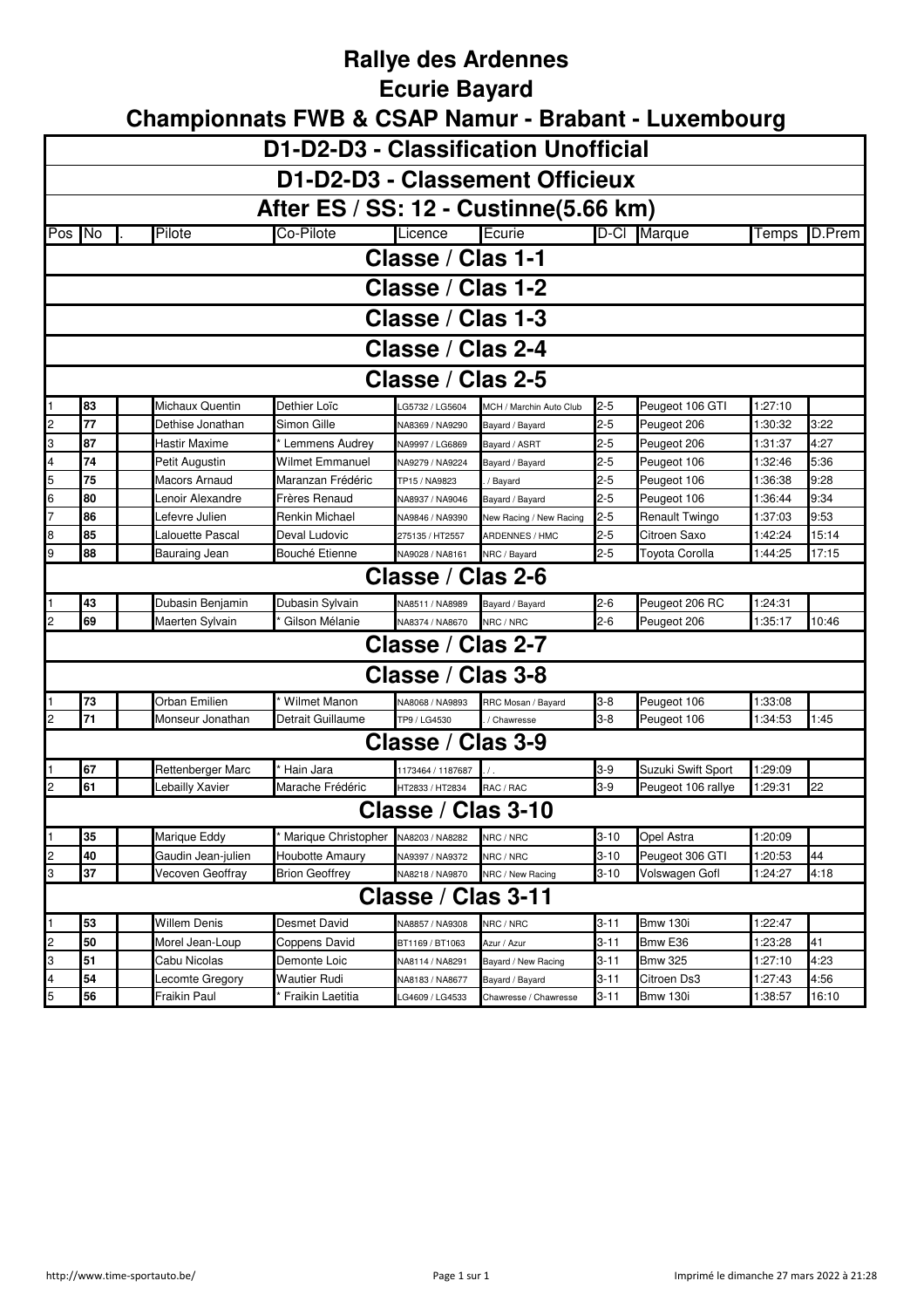# Rallye des Ardennes
# Ecurie Bayard
# Championnats FWB & CSAP Namur - Brabant - Luxembourg

## D1-D2-D3 - Classification Unofficial
## D1-D2-D3 - Classement Officieux
## After ES / SS: 12 - Custinne(5.66 km)

| Pos | No | . | Pilote | Co-Pilote | Licence | Ecurie | D-Cl | Marque | Temps | D.Prem |
|---|---|---|---|---|---|---|---|---|---|---|
| **Classe / Clas 1-1** | | | | | | | | | | |
| **Classe / Clas 1-2** | | | | | | | | | | |
| **Classe / Clas 1-3** | | | | | | | | | | |
| **Classe / Clas 2-4** | | | | | | | | | | |
| **Classe / Clas 2-5** | | | | | | | | | | |
| 1 | 83 | | Michaux Quentin | Dethier Loïc | LG5732 / LG5604 | MCH / Marchin Auto Club | 2-5 | Peugeot 106 GTI | 1:27:10 | |
| 2 | 77 | | Dethise Jonathan | Simon Gille | NA8369 / NA9290 | Bayard / Bayard | 2-5 | Peugeot 206 | 1:30:32 | 3:22 |
| 3 | 87 | | Hastir Maxime | * Lemmens Audrey | NA9997 / LG6869 | Bayard / ASRT | 2-5 | Peugeot 206 | 1:31:37 | 4:27 |
| 4 | 74 | | Petit Augustin | Wilmet Emmanuel | NA9279 / NA9224 | Bayard / Bayard | 2-5 | Peugeot 106 | 1:32:46 | 5:36 |
| 5 | 75 | | Macors Arnaud | Maranzan Frédéric | TP15 / NA9823 | . / Bayard | 2-5 | Peugeot 106 | 1:36:38 | 9:28 |
| 6 | 80 | | Lenoir Alexandre | Frères Renaud | NA8937 / NA9046 | Bayard / Bayard | 2-5 | Peugeot 106 | 1:36:44 | 9:34 |
| 7 | 86 | | Lefevre Julien | Renkin Michael | NA9846 / NA9390 | New Racing / New Racing | 2-5 | Renault Twingo | 1:37:03 | 9:53 |
| 8 | 85 | | Lalouette Pascal | Deval Ludovic | 275135 / HT2557 | ARDENNES / HMC | 2-5 | Citroen Saxo | 1:42:24 | 15:14 |
| 9 | 88 | | Bauraing Jean | Bouché Etienne | NA9028 / NA8161 | NRC / Bayard | 2-5 | Toyota Corolla | 1:44:25 | 17:15 |
| **Classe / Clas 2-6** | | | | | | | | | | |
| 1 | 43 | | Dubasin Benjamin | Dubasin Sylvain | NA8511 / NA8989 | Bayard / Bayard | 2-6 | Peugeot 206 RC | 1:24:31 | |
| 2 | 69 | | Maerten Sylvain | * Gilson Mélanie | NA8374 / NA8670 | NRC / NRC | 2-6 | Peugeot 206 | 1:35:17 | 10:46 |
| **Classe / Clas 2-7** | | | | | | | | | | |
| **Classe / Clas 3-8** | | | | | | | | | | |
| 1 | 73 | | Orban Emilien | * Wilmet Manon | NA8068 / NA9893 | RRC Mosan / Bayard | 3-8 | Peugeot 106 | 1:33:08 | |
| 2 | 71 | | Monseur Jonathan | Detrait Guillaume | TP9 / LG4530 | . / Chawresse | 3-8 | Peugeot 106 | 1:34:53 | 1:45 |
| **Classe / Clas 3-9** | | | | | | | | | | |
| 1 | 67 | | Rettenberger Marc | * Hain Jara | 1173464 / 1187687 | . / . | 3-9 | Suzuki Swift Sport | 1:29:09 | |
| 2 | 61 | | Lebailly Xavier | Marache Frédéric | HT2833 / HT2834 | RAC / RAC | 3-9 | Peugeot 106 rallye | 1:29:31 | 22 |
| **Classe / Clas 3-10** | | | | | | | | | | |
| 1 | 35 | | Marique Eddy | * Marique Christopher | NA8203 / NA8282 | NRC / NRC | 3-10 | Opel Astra | 1:20:09 | |
| 2 | 40 | | Gaudin Jean-julien | Houbotte Amaury | NA9397 / NA9372 | NRC / NRC | 3-10 | Peugeot 306 GTI | 1:20:53 | 44 |
| 3 | 37 | | Vecoven Geoffray | Brion Geoffrey | NA8218 / NA9870 | NRC / New Racing | 3-10 | Volswagen Gofl | 1:24:27 | 4:18 |
| **Classe / Clas 3-11** | | | | | | | | | | |
| 1 | 53 | | Willem Denis | Desmet David | NA8857 / NA9308 | NRC / NRC | 3-11 | Bmw 130i | 1:22:47 | |
| 2 | 50 | | Morel Jean-Loup | Coppens David | BT1169 / BT1063 | Azur / Azur | 3-11 | Bmw E36 | 1:23:28 | 41 |
| 3 | 51 | | Cabu Nicolas | Demonte Loic | NA8114 / NA8291 | Bayard / New Racing | 3-11 | Bmw 325 | 1:27:10 | 4:23 |
| 4 | 54 | | Lecomte Gregory | Wautier Rudi | NA8183 / NA8677 | Bayard / Bayard | 3-11 | Citroen Ds3 | 1:27:43 | 4:56 |
| 5 | 56 | | Fraikin Paul | * Fraikin Laetitia | LG4609 / LG4533 | Chawresse / Chawresse | 3-11 | Bmw 130i | 1:38:57 | 16:10 |

http://www.time-sportauto.be/ — Imprimé le dimanche 27 mars 2022 à 21:28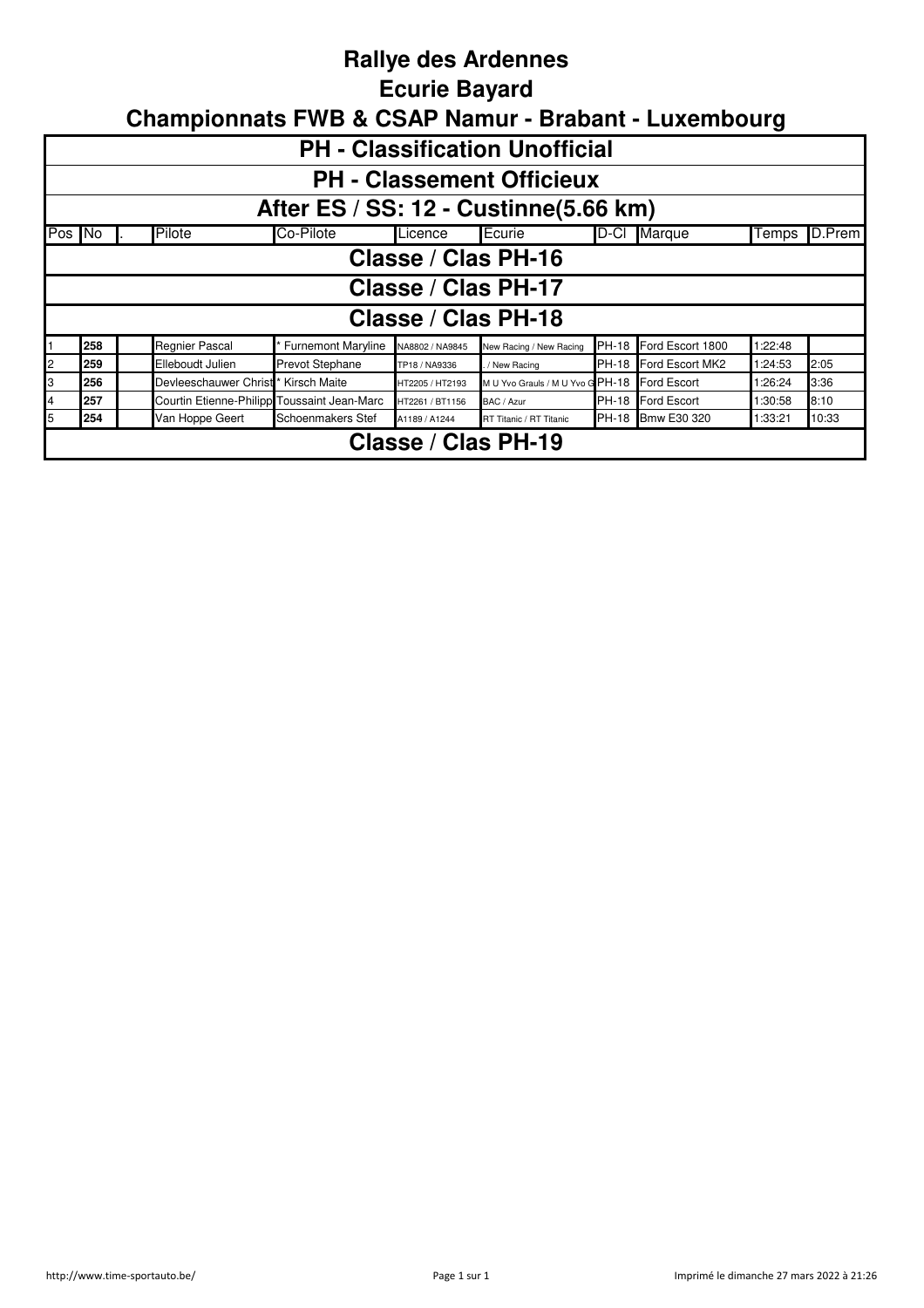# Rallye des Ardennes

## Ecurie Bayard

## Championnats FWB & CSAP Namur - Brabant - Luxembourg

### PH - Classification Unofficial

### PH - Classement Officieux

### After ES / SS: 12 - Custinne(5.66 km)

| Pos | No | . | Pilote | Co-Pilote | Licence | Ecurie | D-Cl | Marque | Temps | D.Prem |
|---|---|---|---|---|---|---|---|---|---|---|
| **Classe / Clas PH-16** | | | | | | | | | | |
| **Classe / Clas PH-17** | | | | | | | | | | |
| **Classe / Clas PH-18** | | | | | | | | | | |
| 1 | **258** | | Regnier Pascal | * Furnemont Maryline | NA8802 / NA9845 | New Racing / New Racing | PH-18 | Ford Escort 1800 | 1:22:48 | |
| 2 | **259** | | Elleboudt Julien | Prevot Stephane | TP18 / NA9336 | . / New Racing | PH-18 | Ford Escort MK2 | 1:24:53 | 2:05 |
| 3 | **256** | | Devleeschauwer Christ | * Kirsch Maite | HT2205 / HT2193 | M U Yvo Grauls / M U Yvo G | PH-18 | Ford Escort | 1:26:24 | 3:36 |
| 4 | **257** | | Courtin Etienne-Philipp | Toussaint Jean-Marc | HT2261 / BT1156 | BAC / Azur | PH-18 | Ford Escort | 1:30:58 | 8:10 |
| 5 | **254** | | Van Hoppe Geert | Schoenmakers Stef | A1189 / A1244 | RT Titanic / RT Titanic | PH-18 | Bmw E30 320 | 1:33:21 | 10:33 |
| **Classe / Clas PH-19** | | | | | | | | | | |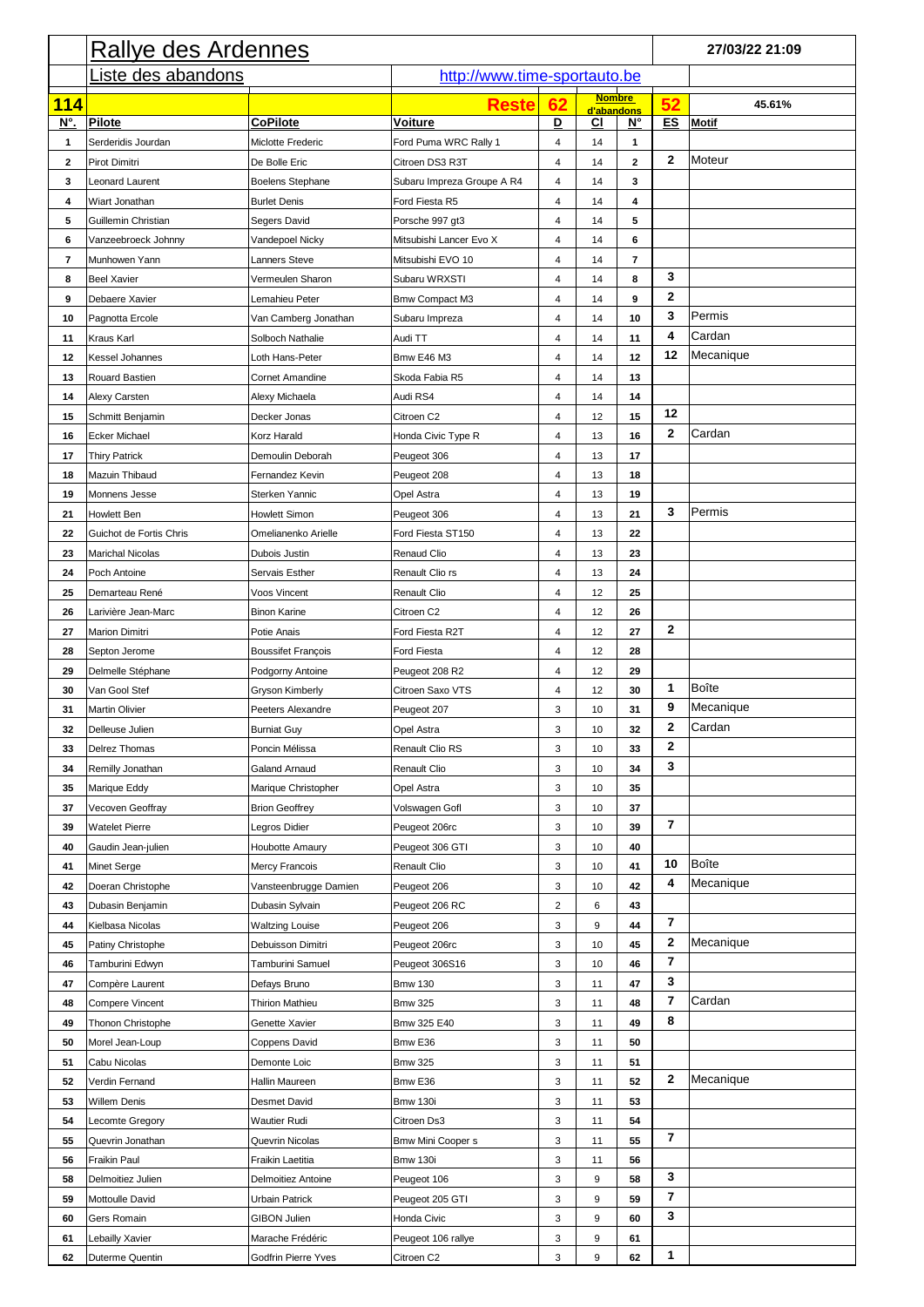# Rallye des Ardennes

**27/03/22 21:09**

## Liste des abandons

http://www.time-sportauto.be

| 114 | | | Reste | 62 | Nombre d'abandons | | 52 | 45.61% |
|---|---|---|---|---|---|---|---|---|
| **N°.** | **Pilote** | **CoPilote** | **Voiture** | **D** | **Cl** | **N°** | **ES** | **Motif** |
| 1 | Serderidis Jourdan | Miclotte Frederic | Ford Puma WRC Rally 1 | 4 | 14 | 1 | | |
| 2 | Pirot Dimitri | De Bolle Eric | Citroen DS3 R3T | 4 | 14 | 2 | 2 | Moteur |
| 3 | Leonard Laurent | Boelens Stephane | Subaru Impreza Groupe A R4 | 4 | 14 | 3 | | |
| 4 | Wiart Jonathan | Burlet Denis | Ford Fiesta R5 | 4 | 14 | 4 | | |
| 5 | Guillemin Christian | Segers David | Porsche 997 gt3 | 4 | 14 | 5 | | |
| 6 | Vanzeebroeck Johnny | Vandepoel Nicky | Mitsubishi Lancer Evo X | 4 | 14 | 6 | | |
| 7 | Munhowen Yann | Lanners Steve | Mitsubishi EVO 10 | 4 | 14 | 7 | | |
| 8 | Beel Xavier | Vermeulen Sharon | Subaru WRXSTI | 4 | 14 | 8 | 3 | |
| 9 | Debaere Xavier | Lemahieu Peter | Bmw Compact M3 | 4 | 14 | 9 | 2 | |
| 10 | Pagnotta Ercole | Van Camberg Jonathan | Subaru Impreza | 4 | 14 | 10 | 3 | Permis |
| 11 | Kraus Karl | Solboch Nathalie | Audi TT | 4 | 14 | 11 | 4 | Cardan |
| 12 | Kessel Johannes | Loth Hans-Peter | Bmw E46 M3 | 4 | 14 | 12 | 12 | Mecanique |
| 13 | Rouard Bastien | Cornet Amandine | Skoda Fabia R5 | 4 | 14 | 13 | | |
| 14 | Alexy Carsten | Alexy Michaela | Audi RS4 | 4 | 14 | 14 | | |
| 15 | Schmitt Benjamin | Decker Jonas | Citroen C2 | 4 | 12 | 15 | 12 | |
| 16 | Ecker Michael | Korz Harald | Honda Civic Type R | 4 | 13 | 16 | 2 | Cardan |
| 17 | Thiry Patrick | Demoulin Deborah | Peugeot 306 | 4 | 13 | 17 | | |
| 18 | Mazuin Thibaud | Fernandez Kevin | Peugeot 208 | 4 | 13 | 18 | | |
| 19 | Monnens Jesse | Sterken Yannic | Opel Astra | 4 | 13 | 19 | | |
| 21 | Howlett Ben | Howlett Simon | Peugeot 306 | 4 | 13 | 21 | 3 | Permis |
| 22 | Guichot de Fortis Chris | Omelianenko Arielle | Ford Fiesta ST150 | 4 | 13 | 22 | | |
| 23 | Marichal Nicolas | Dubois Justin | Renaud Clio | 4 | 13 | 23 | | |
| 24 | Poch Antoine | Servais Esther | Renault Clio rs | 4 | 13 | 24 | | |
| 25 | Demarteau René | Voos Vincent | Renault Clio | 4 | 12 | 25 | | |
| 26 | Larivière Jean-Marc | Binon Karine | Citroen C2 | 4 | 12 | 26 | | |
| 27 | Marion Dimitri | Potie Anais | Ford Fiesta R2T | 4 | 12 | 27 | 2 | |
| 28 | Septon Jerome | Boussifet François | Ford Fiesta | 4 | 12 | 28 | | |
| 29 | Delmelle Stéphane | Podgorny Antoine | Peugeot 208 R2 | 4 | 12 | 29 | | |
| 30 | Van Gool Stef | Gryson Kimberly | Citroen Saxo VTS | 4 | 12 | 30 | 1 | Boîte |
| 31 | Martin Olivier | Peeters Alexandre | Peugeot 207 | 3 | 10 | 31 | 9 | Mecanique |
| 32 | Delleuse Julien | Burniat Guy | Opel Astra | 3 | 10 | 32 | 2 | Cardan |
| 33 | Delrez Thomas | Poncin Mélissa | Renault Clio RS | 3 | 10 | 33 | 2 | |
| 34 | Remilly Jonathan | Galand Arnaud | Renault Clio | 3 | 10 | 34 | 3 | |
| 35 | Marique Eddy | Marique Christopher | Opel Astra | 3 | 10 | 35 | | |
| 37 | Vecoven Geoffray | Brion Geoffrey | Volswagen Gofl | 3 | 10 | 37 | | |
| 39 | Watelet Pierre | Legros Didier | Peugeot 206rc | 3 | 10 | 39 | 7 | |
| 40 | Gaudin Jean-julien | Houbotte Amaury | Peugeot 306 GTI | 3 | 10 | 40 | | |
| 41 | Minet Serge | Mercy Francois | Renault Clio | 3 | 10 | 41 | 10 | Boîte |
| 42 | Doeran Christophe | Vansteenbrugge Damien | Peugeot 206 | 3 | 10 | 42 | 4 | Mecanique |
| 43 | Dubasin Benjamin | Dubasin Sylvain | Peugeot 206 RC | 2 | 6 | 43 | | |
| 44 | Kielbasa Nicolas | Waltzing Louise | Peugeot 206 | 3 | 9 | 44 | 7 | |
| 45 | Patiny Christophe | Debuisson Dimitri | Peugeot 206rc | 3 | 10 | 45 | 2 | Mecanique |
| 46 | Tamburini Edwyn | Tamburini Samuel | Peugeot 306S16 | 3 | 10 | 46 | 7 | |
| 47 | Compère Laurent | Defays Bruno | Bmw 130 | 3 | 11 | 47 | 3 | |
| 48 | Compere Vincent | Thirion Mathieu | Bmw 325 | 3 | 11 | 48 | 7 | Cardan |
| 49 | Thonon Christophe | Genette Xavier | Bmw 325 E40 | 3 | 11 | 49 | 8 | |
| 50 | Morel Jean-Loup | Coppens David | Bmw E36 | 3 | 11 | 50 | | |
| 51 | Cabu Nicolas | Demonte Loic | Bmw 325 | 3 | 11 | 51 | | |
| 52 | Verdin Fernand | Hallin Maureen | Bmw E36 | 3 | 11 | 52 | 2 | Mecanique |
| 53 | Willem Denis | Desmet David | Bmw 130i | 3 | 11 | 53 | | |
| 54 | Lecomte Gregory | Wautier Rudi | Citroen Ds3 | 3 | 11 | 54 | | |
| 55 | Quevrin Jonathan | Quevrin Nicolas | Bmw Mini Cooper s | 3 | 11 | 55 | 7 | |
| 56 | Fraikin Paul | Fraikin Laetitia | Bmw 130i | 3 | 11 | 56 | | |
| 58 | Delmoitiez Julien | Delmoitiez Antoine | Peugeot 106 | 3 | 9 | 58 | 3 | |
| 59 | Mottoulle David | Urbain Patrick | Peugeot 205 GTI | 3 | 9 | 59 | 7 | |
| 60 | Gers Romain | GIBON Julien | Honda Civic | 3 | 9 | 60 | 3 | |
| 61 | Lebailly Xavier | Marache Frédéric | Peugeot 106 rallye | 3 | 9 | 61 | | |
| 62 | Duterme Quentin | Godfrin Pierre Yves | Citroen C2 | 3 | 9 | 62 | 1 | |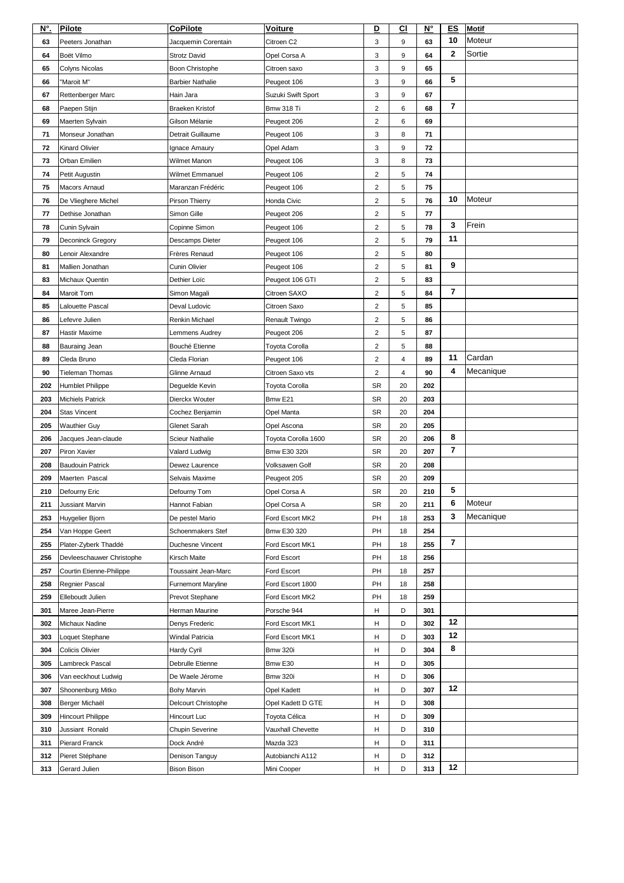| N°. | Pilote | CoPilote | Voiture | D | Cl | N° | ES | Motif |
|---|---|---|---|---|---|---|---|---|
| 63 | Peeters Jonathan | Jacquemin Corentain | Citroen C2 | 3 | 9 | 63 | 10 | Moteur |
| 64 | Boët Vilmo | Strotz David | Opel Corsa A | 3 | 9 | 64 | 2 | Sortie |
| 65 | Colyns Nicolas | Boon Christophe | Citroen saxo | 3 | 9 | 65 | | |
| 66 | "Maroit M" | Barbier Nathalie | Peugeot 106 | 3 | 9 | 66 | 5 | |
| 67 | Rettenberger Marc | Hain Jara | Suzuki Swift Sport | 3 | 9 | 67 | | |
| 68 | Paepen Stijn | Braeken Kristof | Bmw 318 Ti | 2 | 6 | 68 | 7 | |
| 69 | Maerten Sylvain | Gilson Mélanie | Peugeot 206 | 2 | 6 | 69 | | |
| 71 | Monseur Jonathan | Detrait Guillaume | Peugeot 106 | 3 | 8 | 71 | | |
| 72 | Kinard Olivier | Ignace Amaury | Opel Adam | 3 | 9 | 72 | | |
| 73 | Orban Emilien | Wilmet Manon | Peugeot 106 | 3 | 8 | 73 | | |
| 74 | Petit Augustin | Wilmet Emmanuel | Peugeot 106 | 2 | 5 | 74 | | |
| 75 | Macors Arnaud | Maranzan Frédéric | Peugeot 106 | 2 | 5 | 75 | | |
| 76 | De Vlieghere Michel | Pirson Thierry | Honda Civic | 2 | 5 | 76 | 10 | Moteur |
| 77 | Dethise Jonathan | Simon Gille | Peugeot 206 | 2 | 5 | 77 | | |
| 78 | Cunin Sylvain | Copinne Simon | Peugeot 106 | 2 | 5 | 78 | 3 | Frein |
| 79 | Deconinck Gregory | Descamps Dieter | Peugeot 106 | 2 | 5 | 79 | 11 | |
| 80 | Lenoir Alexandre | Frères Renaud | Peugeot 106 | 2 | 5 | 80 | | |
| 81 | Mallien Jonathan | Cunin Olivier | Peugeot 106 | 2 | 5 | 81 | 9 | |
| 83 | Michaux Quentin | Dethier Loïc | Peugeot 106 GTI | 2 | 5 | 83 | | |
| 84 | Maroit Tom | Simon Magali | Citroen SAXO | 2 | 5 | 84 | 7 | |
| 85 | Lalouette Pascal | Deval Ludovic | Citroen Saxo | 2 | 5 | 85 | | |
| 86 | Lefevre Julien | Renkin Michael | Renault Twingo | 2 | 5 | 86 | | |
| 87 | Hastir Maxime | Lemmens Audrey | Peugeot 206 | 2 | 5 | 87 | | |
| 88 | Bauraing Jean | Bouché Etienne | Toyota Corolla | 2 | 5 | 88 | | |
| 89 | Cleda Bruno | Cleda Florian | Peugeot 106 | 2 | 4 | 89 | 11 | Cardan |
| 90 | Tieleman Thomas | Glinne Arnaud | Citroen Saxo vts | 2 | 4 | 90 | 4 | Mecanique |
| 202 | Humblet Philippe | Deguelde Kevin | Toyota Corolla | SR | 20 | 202 | | |
| 203 | Michiels Patrick | Dierckx Wouter | Bmw E21 | SR | 20 | 203 | | |
| 204 | Stas Vincent | Cochez Benjamin | Opel Manta | SR | 20 | 204 | | |
| 205 | Wauthier Guy | Glenet Sarah | Opel Ascona | SR | 20 | 205 | | |
| 206 | Jacques Jean-claude | Scieur Nathalie | Toyota Corolla 1600 | SR | 20 | 206 | 8 | |
| 207 | Piron Xavier | Valard Ludwig | Bmw E30 320i | SR | 20 | 207 | 7 | |
| 208 | Baudouin Patrick | Dewez Laurence | Volksawen Golf | SR | 20 | 208 | | |
| 209 | Maerten Pascal | Selvais Maxime | Peugeot 205 | SR | 20 | 209 | | |
| 210 | Defourny Eric | Defourny Tom | Opel Corsa A | SR | 20 | 210 | 5 | |
| 211 | Jussiant Marvin | Hannot Fabian | Opel Corsa A | SR | 20 | 211 | 6 | Moteur |
| 253 | Huygelier Bjorn | De pestel Mario | Ford Escort MK2 | PH | 18 | 253 | 3 | Mecanique |
| 254 | Van Hoppe Geert | Schoenmakers Stef | Bmw E30 320 | PH | 18 | 254 | | |
| 255 | Plater-Zyberk Thaddé | Duchesne Vincent | Ford Escort MK1 | PH | 18 | 255 | 7 | |
| 256 | Devleeschauwer Christophe | Kirsch Maite | Ford Escort | PH | 18 | 256 | | |
| 257 | Courtin Etienne-Philippe | Toussaint Jean-Marc | Ford Escort | PH | 18 | 257 | | |
| 258 | Regnier Pascal | Furnemont Maryline | Ford Escort 1800 | PH | 18 | 258 | | |
| 259 | Elleboudt Julien | Prevot Stephane | Ford Escort MK2 | PH | 18 | 259 | | |
| 301 | Maree Jean-Pierre | Herman Maurine | Porsche 944 | H | D | 301 | | |
| 302 | Michaux Nadine | Denys Frederic | Ford Escort MK1 | H | D | 302 | 12 | |
| 303 | Loquet Stephane | Windal Patricia | Ford Escort MK1 | H | D | 303 | 12 | |
| 304 | Colicis Olivier | Hardy Cyril | Bmw 320i | H | D | 304 | 8 | |
| 305 | Lambreck Pascal | Debrulle Etienne | Bmw E30 | H | D | 305 | | |
| 306 | Van eeckhout Ludwig | De Waele Jérome | Bmw 320i | H | D | 306 | | |
| 307 | Shoonenburg Mitko | Bohy Marvin | Opel Kadett | H | D | 307 | 12 | |
| 308 | Berger Michaël | Delcourt Christophe | Opel Kadett D GTE | H | D | 308 | | |
| 309 | Hincourt Philippe | Hincourt Luc | Toyota Célica | H | D | 309 | | |
| 310 | Jussiant Ronald | Chupin Severine | Vauxhall Chevette | H | D | 310 | | |
| 311 | Pierard Franck | Dock André | Mazda 323 | H | D | 311 | | |
| 312 | Pieret Stéphane | Denison Tanguy | Autobianchi A112 | H | D | 312 | | |
| 313 | Gerard Julien | Bison Bison | Mini Cooper | H | D | 313 | 12 | |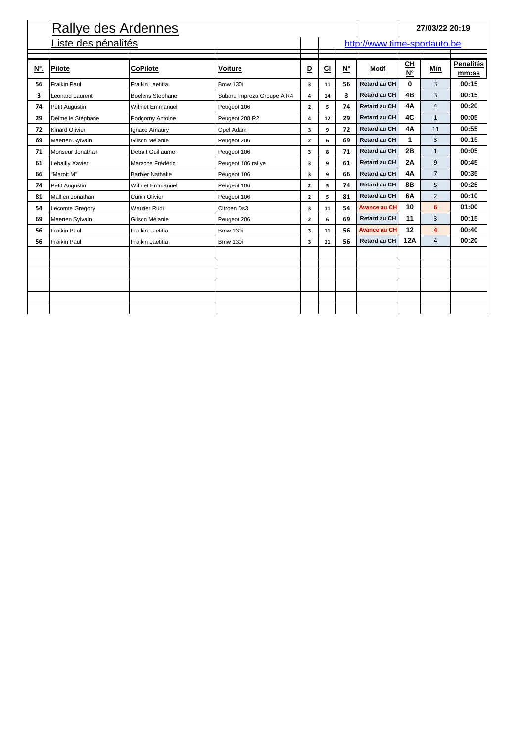# Rallye des Ardennes

27/03/22 20:19

## Liste des pénalités

http://www.time-sportauto.be

| N°. | Pilote | CoPilote | Voiture | D | Cl | N° | Motif | CH N° | Min | Penalités mm:ss |
|---|---|---|---|---|---|---|---|---|---|---|
| 56 | Fraikin Paul | Fraikin Laetitia | Bmw 130i | 3 | 11 | 56 | Retard au CH | 0 | 3 | 00:15 |
| 3 | Leonard Laurent | Boelens Stephane | Subaru Impreza Groupe A R4 | 4 | 14 | 3 | Retard au CH | 4B | 3 | 00:15 |
| 74 | Petit Augustin | Wilmet Emmanuel | Peugeot 106 | 2 | 5 | 74 | Retard au CH | 4A | 4 | 00:20 |
| 29 | Delmelle Stéphane | Podgorny Antoine | Peugeot 208 R2 | 4 | 12 | 29 | Retard au CH | 4C | 1 | 00:05 |
| 72 | Kinard Olivier | Ignace Amaury | Opel Adam | 3 | 9 | 72 | Retard au CH | 4A | 11 | 00:55 |
| 69 | Maerten Sylvain | Gilson Mélanie | Peugeot 206 | 2 | 6 | 69 | Retard au CH | 1 | 3 | 00:15 |
| 71 | Monseur Jonathan | Detrait Guillaume | Peugeot 106 | 3 | 8 | 71 | Retard au CH | 2B | 1 | 00:05 |
| 61 | Lebailly Xavier | Marache Frédéric | Peugeot 106 rallye | 3 | 9 | 61 | Retard au CH | 2A | 9 | 00:45 |
| 66 | "Maroit M" | Barbier Nathalie | Peugeot 106 | 3 | 9 | 66 | Retard au CH | 4A | 7 | 00:35 |
| 74 | Petit Augustin | Wilmet Emmanuel | Peugeot 106 | 2 | 5 | 74 | Retard au CH | 8B | 5 | 00:25 |
| 81 | Mallien Jonathan | Cunin Olivier | Peugeot 106 | 2 | 5 | 81 | Retard au CH | 6A | 2 | 00:10 |
| 54 | Lecomte Gregory | Wautier Rudi | Citroen Ds3 | 3 | 11 | 54 | Avance au CH | 10 | 6 | 01:00 |
| 69 | Maerten Sylvain | Gilson Mélanie | Peugeot 206 | 2 | 6 | 69 | Retard au CH | 11 | 3 | 00:15 |
| 56 | Fraikin Paul | Fraikin Laetitia | Bmw 130i | 3 | 11 | 56 | Avance au CH | 12 | 4 | 00:40 |
| 56 | Fraikin Paul | Fraikin Laetitia | Bmw 130i | 3 | 11 | 56 | Retard au CH | 12A | 4 | 00:20 |